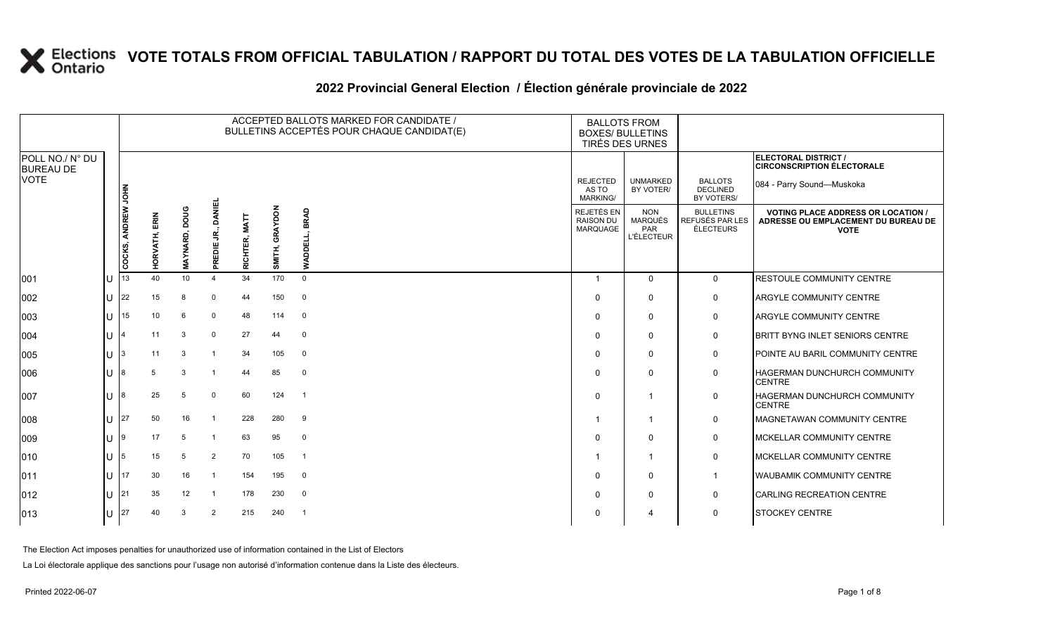# VOTE TOTALS FROM OFFICIAL TABULATION / RAPPORT DU TOTAL DES VOTES DE LA TABULATION OFFICIELLE

## 2022 Provincial General Election / Élection générale provinciale de 2022

ELECTORAL DISTRICT / CIRCONSCRIPTION ÉLECTORALE: 084 - Parry Sound—Muskoka

| POLL NO./ N° DU BUREAU DE VOTE | | ACCEPTED BALLOTS MARKED FOR CANDIDATE / BULLETINS ACCEPTÉS POUR CHAQUE CANDIDAT(E) | | | | | | | BALLOTS FROM BOXES/ BULLETINS TIRÉS DES URNES | | | |
|---|---|---|---|---|---|---|---|---|---|---|---|---|
| | | COCKS, ANDREW JOHN | HORVATH, ERIN | MAYNARD, DOUG | PREDIE JR., DANIEL | RICHTER, MATT | SMITH, GRAYDON | WADDELL, BRAD | REJECTED AS TO MARKING/ REJETÉS EN RAISON DU MARQUAGE | UNMARKED BY VOTER/ NON MARQUÉS PAR L'ÉLECTEUR | BALLOTS DECLINED BY VOTERS/ BULLETINS REFUSÉS PAR LES ÉLECTEURS | VOTING PLACE ADDRESS OR LOCATION / ADRESSE OU EMPLACEMENT DU BUREAU DE VOTE |
| 001 | U | 13 | 40 | 10 | 4 | 34 | 170 | 0 | 1 | 0 | 0 | RESTOULE COMMUNITY CENTRE |
| 002 | U | 22 | 15 | 8 | 0 | 44 | 150 | 0 | 0 | 0 | 0 | ARGYLE COMMUNITY CENTRE |
| 003 | U | 15 | 10 | 6 | 0 | 48 | 114 | 0 | 0 | 0 | 0 | ARGYLE COMMUNITY CENTRE |
| 004 | U | 4 | 11 | 3 | 0 | 27 | 44 | 0 | 0 | 0 | 0 | BRITT BYNG INLET SENIORS CENTRE |
| 005 | U | 3 | 11 | 3 | 1 | 34 | 105 | 0 | 0 | 0 | 0 | POINTE AU BARIL COMMUNITY CENTRE |
| 006 | U | 8 | 5 | 3 | 1 | 44 | 85 | 0 | 0 | 0 | 0 | HAGERMAN DUNCHURCH COMMUNITY CENTRE |
| 007 | U | 8 | 25 | 5 | 0 | 60 | 124 | 1 | 0 | 1 | 0 | HAGERMAN DUNCHURCH COMMUNITY CENTRE |
| 008 | U | 27 | 50 | 16 | 1 | 228 | 280 | 9 | 1 | 1 | 0 | MAGNETAWAN COMMUNITY CENTRE |
| 009 | U | 9 | 17 | 5 | 1 | 63 | 95 | 0 | 0 | 0 | 0 | MCKELLAR COMMUNITY CENTRE |
| 010 | U | 5 | 15 | 5 | 2 | 70 | 105 | 1 | 1 | 1 | 0 | MCKELLAR COMMUNITY CENTRE |
| 011 | U | 17 | 30 | 16 | 1 | 154 | 195 | 0 | 0 | 0 | 1 | WAUBAMIK COMMUNITY CENTRE |
| 012 | U | 21 | 35 | 12 | 1 | 178 | 230 | 0 | 0 | 0 | 0 | CARLING RECREATION CENTRE |
| 013 | U | 27 | 40 | 3 | 2 | 215 | 240 | 1 | 0 | 4 | 0 | STOCKEY CENTRE |

The Election Act imposes penalties for unauthorized use of information contained in the List of Electors

La Loi électorale applique des sanctions pour l'usage non autorisé d'information contenue dans la Liste des électeurs.

Printed 2022-06-07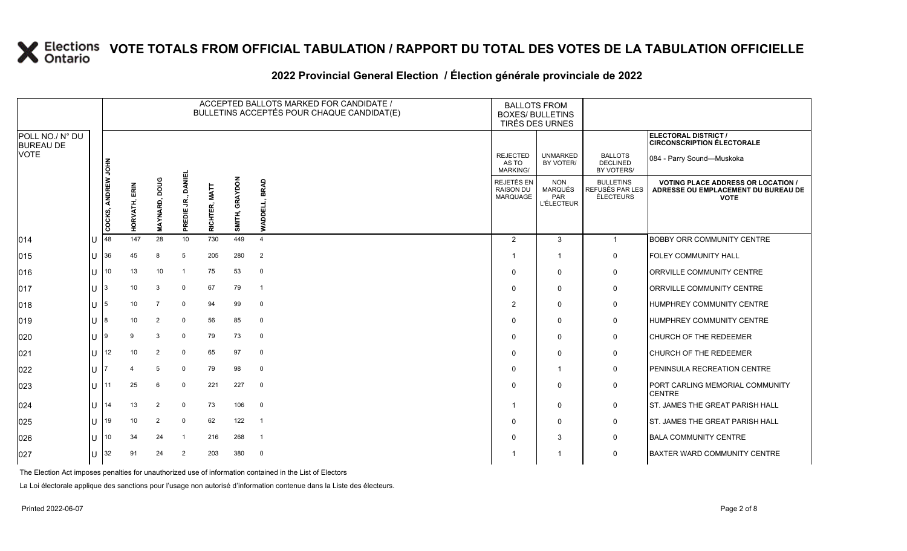# VOTE TOTALS FROM OFFICIAL TABULATION / RAPPORT DU TOTAL DES VOTES DE LA TABULATION OFFICIELLE

## 2022 Provincial General Election / Élection générale provinciale de 2022

ELECTORAL DISTRICT / CIRCONSCRIPTION ÉLECTORALE: 084 - Parry Sound—Muskoka

| POLL NO./ N° DU BUREAU DE VOTE | | ACCEPTED BALLOTS MARKED FOR CANDIDATE / BULLETINS ACCEPTÉS POUR CHAQUE CANDIDAT(E) | | | | | | | BALLOTS FROM BOXES/ BULLETINS TIRÉS DES URNES | | | |
|---|---|---|---|---|---|---|---|---|---|---|---|---|
| | | COCKS, ANDREW JOHN | HORVATH, ERIN | MAYNARD, DOUG | PREDIE JR., DANIEL | RICHTER, MATT | SMITH, GRAYDON | WADDELL, BRAD | REJECTED AS TO MARKING/ REJETÉS EN RAISON DU MARQUAGE | UNMARKED BY VOTER/ NON MARQUÉS PAR L'ÉLECTEUR | BALLOTS DECLINED BY VOTERS/ BULLETINS REFUSÉS PAR LES ÉLECTEURS | VOTING PLACE ADDRESS OR LOCATION / ADRESSE OU EMPLACEMENT DU BUREAU DE VOTE |
| 014 | U | 48 | 147 | 28 | 10 | 730 | 449 | 4 | 2 | 3 | 1 | BOBBY ORR COMMUNITY CENTRE |
| 015 | U | 36 | 45 | 8 | 5 | 205 | 280 | 2 | 1 | 1 | 0 | FOLEY COMMUNITY HALL |
| 016 | U | 10 | 13 | 10 | 1 | 75 | 53 | 0 | 0 | 0 | 0 | ORRVILLE COMMUNITY CENTRE |
| 017 | U | 3 | 10 | 3 | 0 | 67 | 79 | 1 | 0 | 0 | 0 | ORRVILLE COMMUNITY CENTRE |
| 018 | U | 5 | 10 | 7 | 0 | 94 | 99 | 0 | 2 | 0 | 0 | HUMPHREY COMMUNITY CENTRE |
| 019 | U | 8 | 10 | 2 | 0 | 56 | 85 | 0 | 0 | 0 | 0 | HUMPHREY COMMUNITY CENTRE |
| 020 | U | 9 | 9 | 3 | 0 | 79 | 73 | 0 | 0 | 0 | 0 | CHURCH OF THE REDEEMER |
| 021 | U | 12 | 10 | 2 | 0 | 65 | 97 | 0 | 0 | 0 | 0 | CHURCH OF THE REDEEMER |
| 022 | U | 7 | 4 | 5 | 0 | 79 | 98 | 0 | 0 | 1 | 0 | PENINSULA RECREATION CENTRE |
| 023 | U | 11 | 25 | 6 | 0 | 221 | 227 | 0 | 0 | 0 | 0 | PORT CARLING MEMORIAL COMMUNITY CENTRE |
| 024 | U | 14 | 13 | 2 | 0 | 73 | 106 | 0 | 1 | 0 | 0 | ST. JAMES THE GREAT PARISH HALL |
| 025 | U | 19 | 10 | 2 | 0 | 62 | 122 | 1 | 0 | 0 | 0 | ST. JAMES THE GREAT PARISH HALL |
| 026 | U | 10 | 34 | 24 | 1 | 216 | 268 | 1 | 0 | 3 | 0 | BALA COMMUNITY CENTRE |
| 027 | U | 32 | 91 | 24 | 2 | 203 | 380 | 0 | 1 | 1 | 0 | BAXTER WARD COMMUNITY CENTRE |

The Election Act imposes penalties for unauthorized use of information contained in the List of Electors

La Loi électorale applique des sanctions pour l'usage non autorisé d'information contenue dans la Liste des électeurs.

Printed 2022-06-07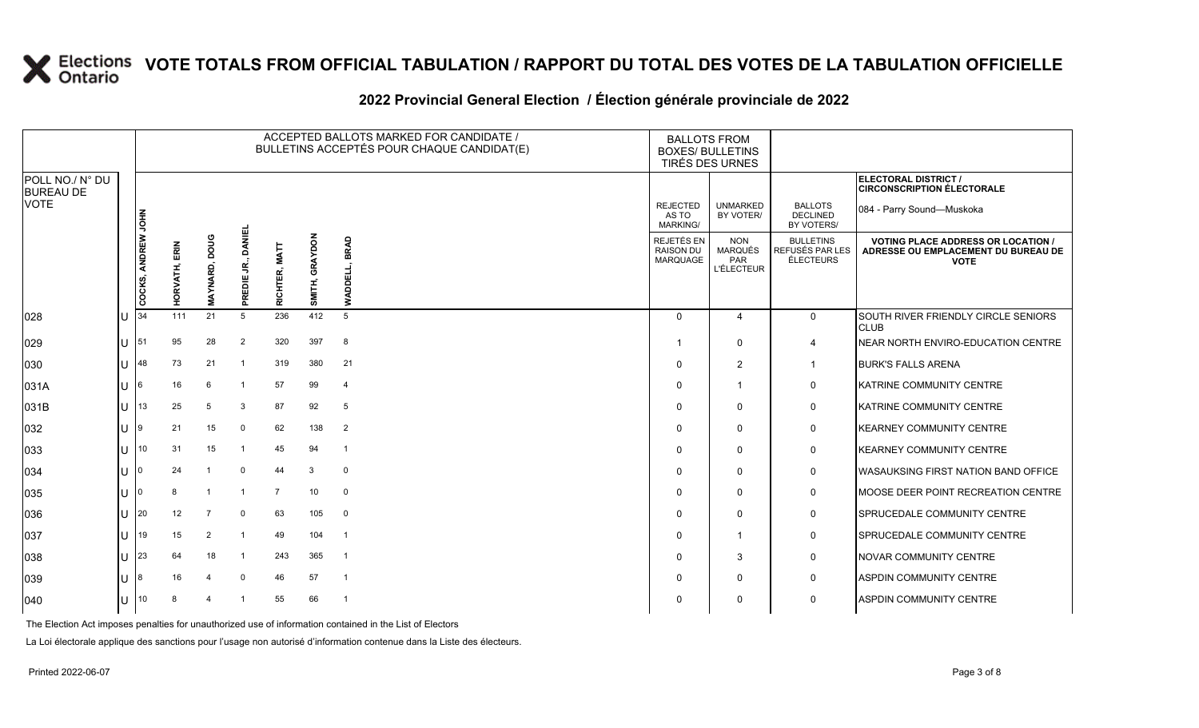# VOTE TOTALS FROM OFFICIAL TABULATION / RAPPORT DU TOTAL DES VOTES DE LA TABULATION OFFICIELLE

## 2022 Provincial General Election / Élection générale provinciale de 2022

| POLL NO./ N° DU BUREAU DE VOTE | | ACCEPTED BALLOTS MARKED FOR CANDIDATE / BULLETINS ACCEPTÉS POUR CHAQUE CANDIDAT(E) | | | | | | | BALLOTS FROM BOXES/ BULLETINS TIRÉS DES URNES | | | ELECTORAL DISTRICT / CIRCONSCRIPTION ÉLECTORALE: 084 - Parry Sound—Muskoka |
|---|---|---|---|---|---|---|---|---|---|---|---|---|
| | | COCKS, ANDREW JOHN | HORVATH, ERIN | MAYNARD, DOUG | PREDIE JR., DANIEL | RICHTER, MATT | SMITH, GRAYDON | WADDELL, BRAD | REJECTED AS TO MARKING/ REJETÉS EN RAISON DU MARQUAGE | UNMARKED BY VOTER/ NON MARQUÉS PAR L'ÉLECTEUR | BALLOTS DECLINED BY VOTERS/ BULLETINS REFUSÉS PAR LES ÉLECTEURS | VOTING PLACE ADDRESS OR LOCATION / ADRESSE OU EMPLACEMENT DU BUREAU DE VOTE |
| 028 | U | 34 | 111 | 21 | 5 | 236 | 412 | 5 | 0 | 4 | 0 | SOUTH RIVER FRIENDLY CIRCLE SENIORS CLUB |
| 029 | U | 51 | 95 | 28 | 2 | 320 | 397 | 8 | 1 | 0 | 4 | NEAR NORTH ENVIRO-EDUCATION CENTRE |
| 030 | U | 48 | 73 | 21 | 1 | 319 | 380 | 21 | 0 | 2 | 1 | BURK'S FALLS ARENA |
| 031A | U | 6 | 16 | 6 | 1 | 57 | 99 | 4 | 0 | 1 | 0 | KATRINE COMMUNITY CENTRE |
| 031B | U | 13 | 25 | 5 | 3 | 87 | 92 | 5 | 0 | 0 | 0 | KATRINE COMMUNITY CENTRE |
| 032 | U | 9 | 21 | 15 | 0 | 62 | 138 | 2 | 0 | 0 | 0 | KEARNEY COMMUNITY CENTRE |
| 033 | U | 10 | 31 | 15 | 1 | 45 | 94 | 1 | 0 | 0 | 0 | KEARNEY COMMUNITY CENTRE |
| 034 | U | 0 | 24 | 1 | 0 | 44 | 3 | 0 | 0 | 0 | 0 | WASAUKSING FIRST NATION BAND OFFICE |
| 035 | U | 0 | 8 | 1 | 1 | 7 | 10 | 0 | 0 | 0 | 0 | MOOSE DEER POINT RECREATION CENTRE |
| 036 | U | 20 | 12 | 7 | 0 | 63 | 105 | 0 | 0 | 0 | 0 | SPRUCEDALE COMMUNITY CENTRE |
| 037 | U | 19 | 15 | 2 | 1 | 49 | 104 | 1 | 0 | 1 | 0 | SPRUCEDALE COMMUNITY CENTRE |
| 038 | U | 23 | 64 | 18 | 1 | 243 | 365 | 1 | 0 | 3 | 0 | NOVAR COMMUNITY CENTRE |
| 039 | U | 8 | 16 | 4 | 0 | 46 | 57 | 1 | 0 | 0 | 0 | ASPDIN COMMUNITY CENTRE |
| 040 | U | 10 | 8 | 4 | 1 | 55 | 66 | 1 | 0 | 0 | 0 | ASPDIN COMMUNITY CENTRE |

The Election Act imposes penalties for unauthorized use of information contained in the List of Electors

La Loi électorale applique des sanctions pour l'usage non autorisé d'information contenue dans la Liste des électeurs.

Printed 2022-06-07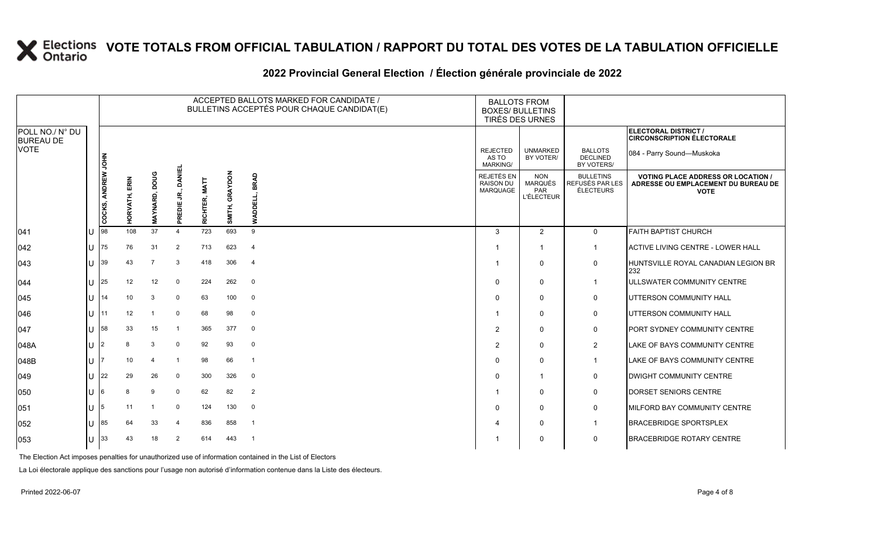# VOTE TOTALS FROM OFFICIAL TABULATION / RAPPORT DU TOTAL DES VOTES DE LA TABULATION OFFICIELLE

## 2022 Provincial General Election / Élection générale provinciale de 2022

**ELECTORAL DISTRICT / CIRCONSCRIPTION ÉLECTORALE:** 084 - Parry Sound—Muskoka

| POLL NO./ N° DU BUREAU DE VOTE | | ACCEPTED BALLOTS MARKED FOR CANDIDATE / BULLETINS ACCEPTÉS POUR CHAQUE CANDIDAT(E) | | | | | | | BALLOTS FROM BOXES/ BULLETINS TIRÉS DES URNES | | | |
|---|---|---|---|---|---|---|---|---|---|---|---|---|
| | | COCKS, ANDREW JOHN | HORVATH, ERIN | MAYNARD, DOUG | PREDIE JR., DANIEL | RICHTER, MATT | SMITH, GRAYDON | WADDELL, BRAD | REJECTED AS TO MARKING/ REJETÉS EN RAISON DU MARQUAGE | UNMARKED BY VOTER/ NON MARQUÉS PAR L'ÉLECTEUR | BALLOTS DECLINED BY VOTERS/ BULLETINS REFUSÉS PAR LES ÉLECTEURS | VOTING PLACE ADDRESS OR LOCATION / ADRESSE OU EMPLACEMENT DU BUREAU DE VOTE |
| 041 | U | 98 | 108 | 37 | 4 | 723 | 693 | 9 | 3 | 2 | 0 | FAITH BAPTIST CHURCH |
| 042 | U | 75 | 76 | 31 | 2 | 713 | 623 | 4 | 1 | 1 | 1 | ACTIVE LIVING CENTRE - LOWER HALL |
| 043 | U | 39 | 43 | 7 | 3 | 418 | 306 | 4 | 1 | 0 | 0 | HUNTSVILLE ROYAL CANADIAN LEGION BR 232 |
| 044 | U | 25 | 12 | 12 | 0 | 224 | 262 | 0 | 0 | 0 | 1 | ULLSWATER COMMUNITY CENTRE |
| 045 | U | 14 | 10 | 3 | 0 | 63 | 100 | 0 | 0 | 0 | 0 | UTTERSON COMMUNITY HALL |
| 046 | U | 11 | 12 | 1 | 0 | 68 | 98 | 0 | 1 | 0 | 0 | UTTERSON COMMUNITY HALL |
| 047 | U | 58 | 33 | 15 | 1 | 365 | 377 | 0 | 2 | 0 | 0 | PORT SYDNEY COMMUNITY CENTRE |
| 048A | U | 2 | 8 | 3 | 0 | 92 | 93 | 0 | 2 | 0 | 2 | LAKE OF BAYS COMMUNITY CENTRE |
| 048B | U | 7 | 10 | 4 | 1 | 98 | 66 | 1 | 0 | 0 | 1 | LAKE OF BAYS COMMUNITY CENTRE |
| 049 | U | 22 | 29 | 26 | 0 | 300 | 326 | 0 | 0 | 1 | 0 | DWIGHT COMMUNITY CENTRE |
| 050 | U | 6 | 8 | 9 | 0 | 62 | 82 | 2 | 1 | 0 | 0 | DORSET SENIORS CENTRE |
| 051 | U | 5 | 11 | 1 | 0 | 124 | 130 | 0 | 0 | 0 | 0 | MILFORD BAY COMMUNITY CENTRE |
| 052 | U | 85 | 64 | 33 | 4 | 836 | 858 | 1 | 4 | 0 | 1 | BRACEBRIDGE SPORTSPLEX |
| 053 | U | 33 | 43 | 18 | 2 | 614 | 443 | 1 | 1 | 0 | 0 | BRACEBRIDGE ROTARY CENTRE |

The Election Act imposes penalties for unauthorized use of information contained in the List of Electors

La Loi électorale applique des sanctions pour l'usage non autorisé d'information contenue dans la Liste des électeurs.

Printed 2022-06-07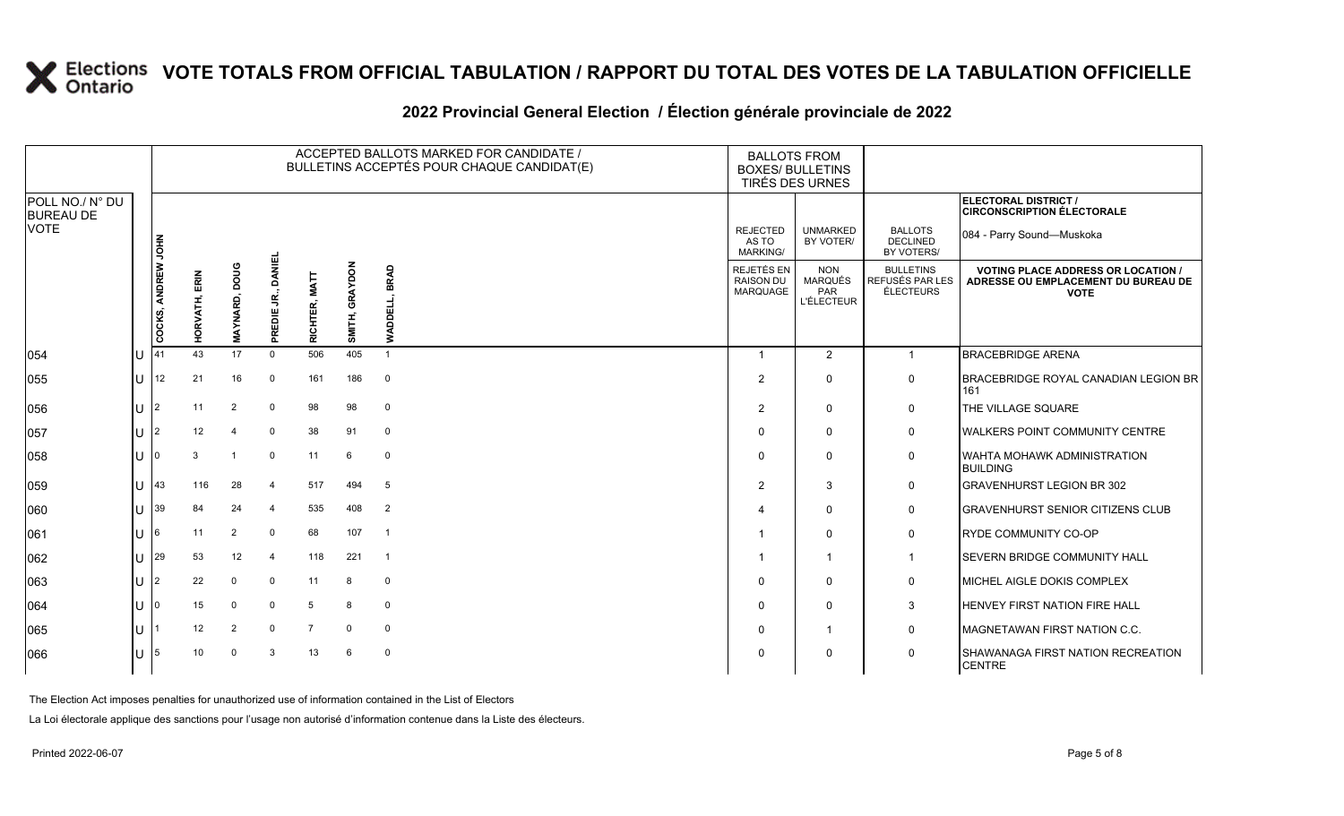# VOTE TOTALS FROM OFFICIAL TABULATION / RAPPORT DU TOTAL DES VOTES DE LA TABULATION OFFICIELLE

## 2022 Provincial General Election / Élection générale provinciale de 2022

| POLL NO./ N° DU BUREAU DE VOTE | | ACCEPTED BALLOTS MARKED FOR CANDIDATE / BULLETINS ACCEPTÉS POUR CHAQUE CANDIDAT(E) | | | | | | | BALLOTS FROM BOXES/ BULLETINS TIRÉS DES URNES | | | ELECTORAL DISTRICT / CIRCONSCRIPTION ÉLECTORALE 084 - Parry Sound—Muskoka |
|---|---|---|---|---|---|---|---|---|---|---|---|---|
| | | COCKS, ANDREW JOHN | HORVATH, ERIN | MAYNARD, DOUG | PREDIE JR., DANIEL | RICHTER, MATT | SMITH, GRAYDON | WADDELL, BRAD | REJECTED AS TO MARKING/ REJETÉS EN RAISON DU MARQUAGE | UNMARKED BY VOTER/ NON MARQUÉS PAR L'ÉLECTEUR | BALLOTS DECLINED BY VOTERS/ BULLETINS REFUSÉS PAR LES ÉLECTEURS | VOTING PLACE ADDRESS OR LOCATION / ADRESSE OU EMPLACEMENT DU BUREAU DE VOTE |
| 054 | U | 41 | 43 | 17 | 0 | 506 | 405 | 1 | 1 | 2 | 1 | BRACEBRIDGE ARENA |
| 055 | U | 12 | 21 | 16 | 0 | 161 | 186 | 0 | 2 | 0 | 0 | BRACEBRIDGE ROYAL CANADIAN LEGION BR 161 |
| 056 | U | 2 | 11 | 2 | 0 | 98 | 98 | 0 | 2 | 0 | 0 | THE VILLAGE SQUARE |
| 057 | U | 2 | 12 | 4 | 0 | 38 | 91 | 0 | 0 | 0 | 0 | WALKERS POINT COMMUNITY CENTRE |
| 058 | U | 0 | 3 | 1 | 0 | 11 | 6 | 0 | 0 | 0 | 0 | WAHTA MOHAWK ADMINISTRATION BUILDING |
| 059 | U | 43 | 116 | 28 | 4 | 517 | 494 | 5 | 2 | 3 | 0 | GRAVENHURST LEGION BR 302 |
| 060 | U | 39 | 84 | 24 | 4 | 535 | 408 | 2 | 4 | 0 | 0 | GRAVENHURST SENIOR CITIZENS CLUB |
| 061 | U | 6 | 11 | 2 | 0 | 68 | 107 | 1 | 1 | 0 | 0 | RYDE COMMUNITY CO-OP |
| 062 | U | 29 | 53 | 12 | 4 | 118 | 221 | 1 | 1 | 1 | 1 | SEVERN BRIDGE COMMUNITY HALL |
| 063 | U | 2 | 22 | 0 | 0 | 11 | 8 | 0 | 0 | 0 | 0 | MICHEL AIGLE DOKIS COMPLEX |
| 064 | U | 0 | 15 | 0 | 0 | 5 | 8 | 0 | 0 | 0 | 3 | HENVEY FIRST NATION FIRE HALL |
| 065 | U | 1 | 12 | 2 | 0 | 7 | 0 | 0 | 0 | 1 | 0 | MAGNETAWAN FIRST NATION C.C. |
| 066 | U | 5 | 10 | 0 | 3 | 13 | 6 | 0 | 0 | 0 | 0 | SHAWANAGA FIRST NATION RECREATION CENTRE |

The Election Act imposes penalties for unauthorized use of information contained in the List of Electors

La Loi électorale applique des sanctions pour l'usage non autorisé d'information contenue dans la Liste des électeurs.

Printed 2022-06-07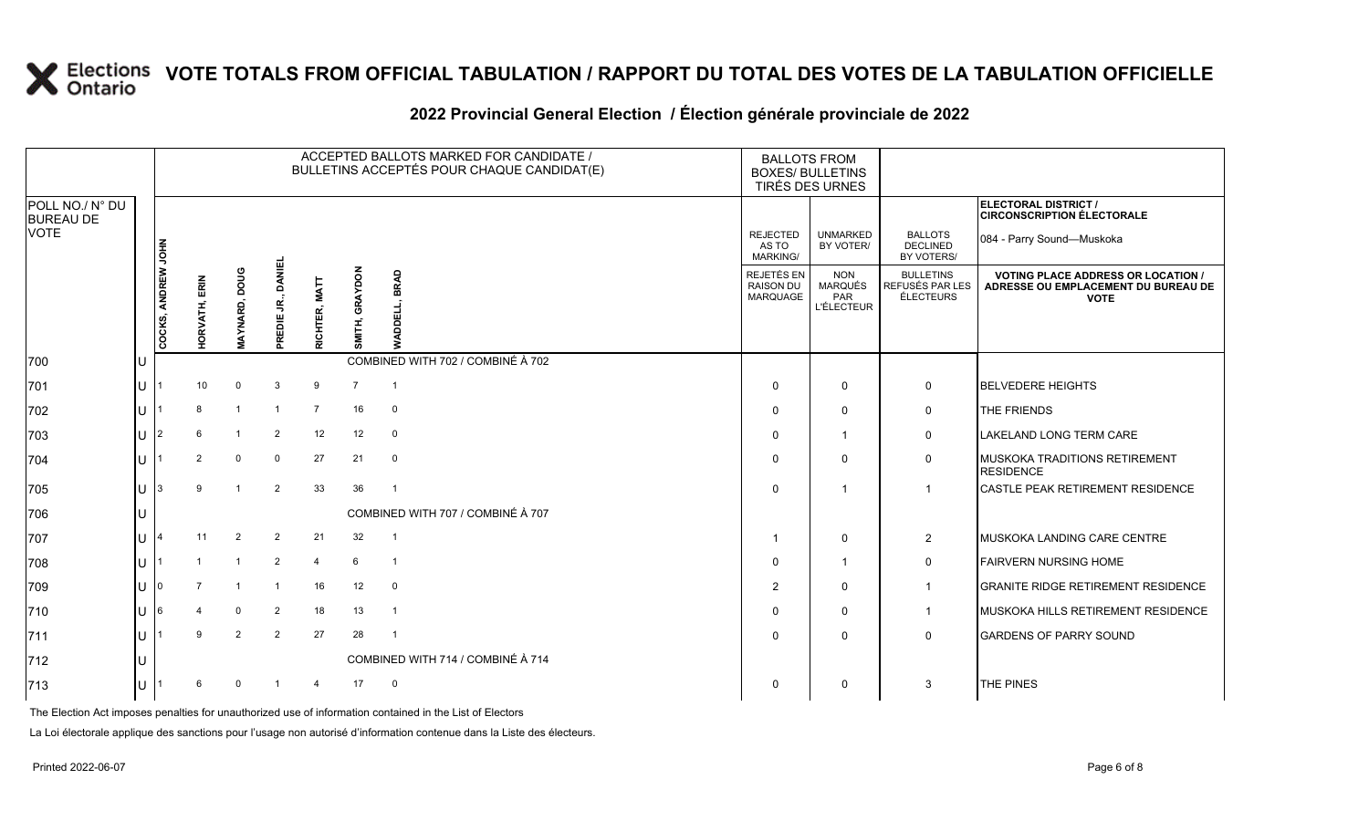# VOTE TOTALS FROM OFFICIAL TABULATION / RAPPORT DU TOTAL DES VOTES DE LA TABULATION OFFICIELLE

## 2022 Provincial General Election / Élection générale provinciale de 2022

ELECTORAL DISTRICT / CIRCONSCRIPTION ÉLECTORALE: 084 - Parry Sound—Muskoka

| POLL NO./ N° DU BUREAU DE VOTE | | COCKS, ANDREW JOHN | HORVATH, ERIN | MAYNARD, DOUG | PREDIE JR., DANIEL | RICHTER, MATT | SMITH, GRAYDON | WADDELL, BRAD | REJECTED AS TO MARKING/ REJETÉS EN RAISON DU MARQUAGE | UNMARKED BY VOTER/ NON MARQUÉS PAR L'ÉLECTEUR | BALLOTS DECLINED BY VOTERS/ BULLETINS REFUSÉS PAR LES ÉLECTEURS | VOTING PLACE ADDRESS OR LOCATION / ADRESSE OU EMPLACEMENT DU BUREAU DE VOTE |
|---|---|---|---|---|---|---|---|---|---|---|---|---|
| 700 | U | COMBINED WITH 702 / COMBINÉ À 702 | | | | | | | | | | |
| 701 | U | 1 | 10 | 0 | 3 | 9 | 7 | 1 | 0 | 0 | 0 | BELVEDERE HEIGHTS |
| 702 | U | 1 | 8 | 1 | 1 | 7 | 16 | 0 | 0 | 0 | 0 | THE FRIENDS |
| 703 | U | 2 | 6 | 1 | 2 | 12 | 12 | 0 | 0 | 1 | 0 | LAKELAND LONG TERM CARE |
| 704 | U | 1 | 2 | 0 | 0 | 27 | 21 | 0 | 0 | 0 | 0 | MUSKOKA TRADITIONS RETIREMENT RESIDENCE |
| 705 | U | 3 | 9 | 1 | 2 | 33 | 36 | 1 | 0 | 1 | 1 | CASTLE PEAK RETIREMENT RESIDENCE |
| 706 | U | COMBINED WITH 707 / COMBINÉ À 707 | | | | | | | | | | |
| 707 | U | 4 | 11 | 2 | 2 | 21 | 32 | 1 | 1 | 0 | 2 | MUSKOKA LANDING CARE CENTRE |
| 708 | U | 1 | 1 | 1 | 2 | 4 | 6 | 1 | 0 | 1 | 0 | FAIRVERN NURSING HOME |
| 709 | U | 0 | 7 | 1 | 1 | 16 | 12 | 0 | 2 | 0 | 1 | GRANITE RIDGE RETIREMENT RESIDENCE |
| 710 | U | 6 | 4 | 0 | 2 | 18 | 13 | 1 | 0 | 0 | 1 | MUSKOKA HILLS RETIREMENT RESIDENCE |
| 711 | U | 1 | 9 | 2 | 2 | 27 | 28 | 1 | 0 | 0 | 0 | GARDENS OF PARRY SOUND |
| 712 | U | COMBINED WITH 714 / COMBINÉ À 714 | | | | | | | | | | |
| 713 | U | 1 | 6 | 0 | 1 | 4 | 17 | 0 | 0 | 0 | 3 | THE PINES |

The Election Act imposes penalties for unauthorized use of information contained in the List of Electors

La Loi électorale applique des sanctions pour l'usage non autorisé d'information contenue dans la Liste des électeurs.

Printed 2022-06-07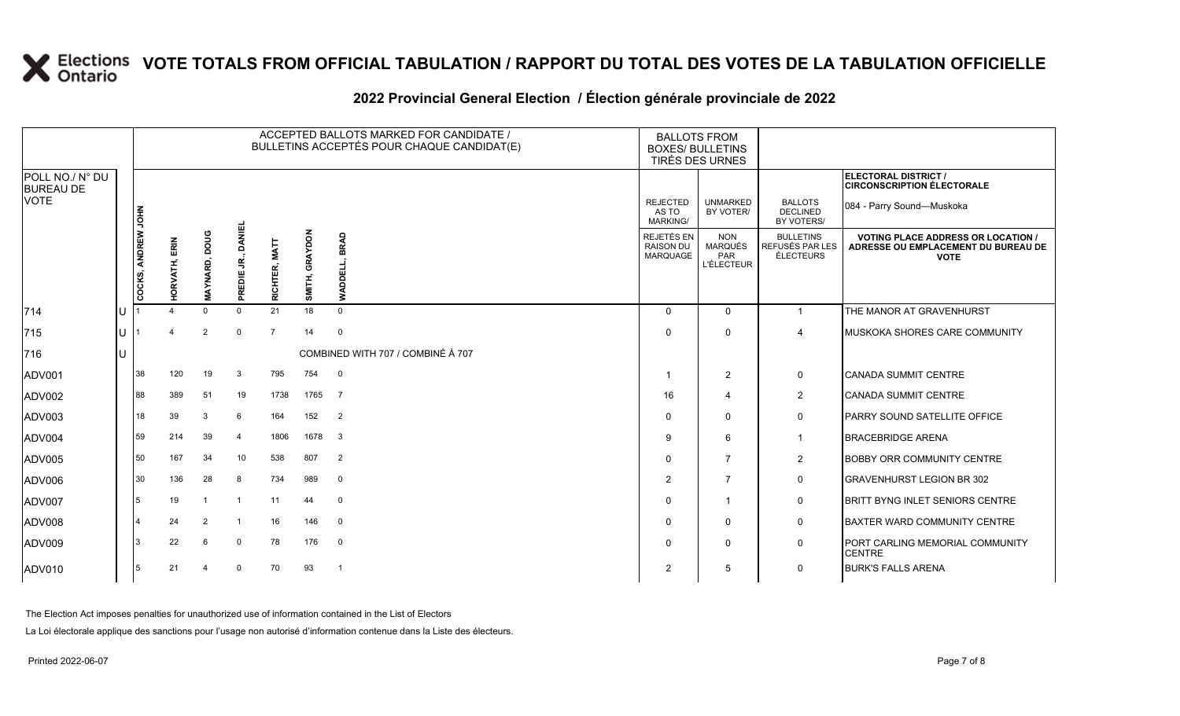# VOTE TOTALS FROM OFFICIAL TABULATION / RAPPORT DU TOTAL DES VOTES DE LA TABULATION OFFICIELLE

## 2022 Provincial General Election / Élection générale provinciale de 2022

ELECTORAL DISTRICT / CIRCONSCRIPTION ÉLECTORALE: 084 - Parry Sound—Muskoka

| POLL NO./ N° DU BUREAU DE VOTE | | COCKS, ANDREW JOHN | HORVATH, ERIN | MAYNARD, DOUG | PREDIE JR., DANIEL | RICHTER, MATT | SMITH, GRAYDON | WADDELL, BRAD | REJECTED AS TO MARKING/ REJETÉS EN RAISON DU MARQUAGE | UNMARKED BY VOTER/ NON MARQUÉS PAR L'ÉLECTEUR | BALLOTS DECLINED BY VOTERS/ BULLETINS REFUSÉS PAR LES ÉLECTEURS | VOTING PLACE ADDRESS OR LOCATION / ADRESSE OU EMPLACEMENT DU BUREAU DE VOTE |
|---|---|---|---|---|---|---|---|---|---|---|---|---|
| 714 | U | 1 | 4 | 0 | 0 | 21 | 18 | 0 | 0 | 0 | 1 | THE MANOR AT GRAVENHURST |
| 715 | U | 1 | 4 | 2 | 0 | 7 | 14 | 0 | 0 | 0 | 4 | MUSKOKA SHORES CARE COMMUNITY |
| 716 | U | COMBINED WITH 707 / COMBINÉ À 707 | | | | | | | | | | |
| ADV001 | | 38 | 120 | 19 | 3 | 795 | 754 | 0 | 1 | 2 | 0 | CANADA SUMMIT CENTRE |
| ADV002 | | 88 | 389 | 51 | 19 | 1738 | 1765 | 7 | 16 | 4 | 2 | CANADA SUMMIT CENTRE |
| ADV003 | | 18 | 39 | 3 | 6 | 164 | 152 | 2 | 0 | 0 | 0 | PARRY SOUND SATELLITE OFFICE |
| ADV004 | | 59 | 214 | 39 | 4 | 1806 | 1678 | 3 | 9 | 6 | 1 | BRACEBRIDGE ARENA |
| ADV005 | | 50 | 167 | 34 | 10 | 538 | 807 | 2 | 0 | 7 | 2 | BOBBY ORR COMMUNITY CENTRE |
| ADV006 | | 30 | 136 | 28 | 8 | 734 | 989 | 0 | 2 | 7 | 0 | GRAVENHURST LEGION BR 302 |
| ADV007 | | 5 | 19 | 1 | 1 | 11 | 44 | 0 | 0 | 1 | 0 | BRITT BYNG INLET SENIORS CENTRE |
| ADV008 | | 4 | 24 | 2 | 1 | 16 | 146 | 0 | 0 | 0 | 0 | BAXTER WARD COMMUNITY CENTRE |
| ADV009 | | 3 | 22 | 6 | 0 | 78 | 176 | 0 | 0 | 0 | 0 | PORT CARLING MEMORIAL COMMUNITY CENTRE |
| ADV010 | | 5 | 21 | 4 | 0 | 70 | 93 | 1 | 2 | 5 | 0 | BURK'S FALLS ARENA |

The Election Act imposes penalties for unauthorized use of information contained in the List of Electors

La Loi électorale applique des sanctions pour l'usage non autorisé d'information contenue dans la Liste des électeurs.

Printed 2022-06-07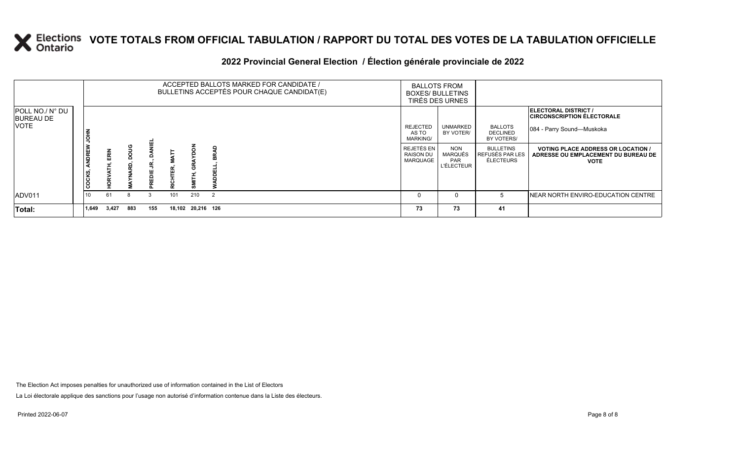# VOTE TOTALS FROM OFFICIAL TABULATION / RAPPORT DU TOTAL DES VOTES DE LA TABULATION OFFICIELLE

## 2022 Provincial General Election / Élection générale provinciale de 2022

| POLL NO./ N° DU BUREAU DE VOTE | ACCEPTED BALLOTS MARKED FOR CANDIDATE / BULLETINS ACCEPTÉS POUR CHAQUE CANDIDAT(E) | | | | | | | BALLOTS FROM BOXES/ BULLETINS TIRÉS DES URNES | | | ELECTORAL DISTRICT / CIRCONSCRIPTION ÉLECTORALE 084 - Parry Sound—Muskoka |
|---|---|---|---|---|---|---|---|---|---|---|---|
| | COCKS, ANDREW JOHN | HORVATH, ERIN | MAYNARD, DOUG | PREDIE JR., DANIEL | RICHTER, MATT | SMITH, GRAYDON | WADDELL, BRAD | REJECTED AS TO MARKING/ REJETÉS EN RAISON DU MARQUAGE | UNMARKED BY VOTER/ NON MARQUÉS PAR L'ÉLECTEUR | BALLOTS DECLINED BY VOTERS/ BULLETINS REFUSÉS PAR LES ÉLECTEURS | VOTING PLACE ADDRESS OR LOCATION / ADRESSE OU EMPLACEMENT DU BUREAU DE VOTE |
| ADV011 | 10 | 61 | 8 | 3 | 101 | 210 | 2 | 0 | 0 | 5 | NEAR NORTH ENVIRO-EDUCATION CENTRE |
| **Total:** | 1,649 | 3,427 | 883 | 155 | 18,102 | 20,216 | 126 | 73 | 73 | 41 | |

The Election Act imposes penalties for unauthorized use of information contained in the List of Electors

La Loi électorale applique des sanctions pour l'usage non autorisé d'information contenue dans la Liste des électeurs.

Printed 2022-06-07